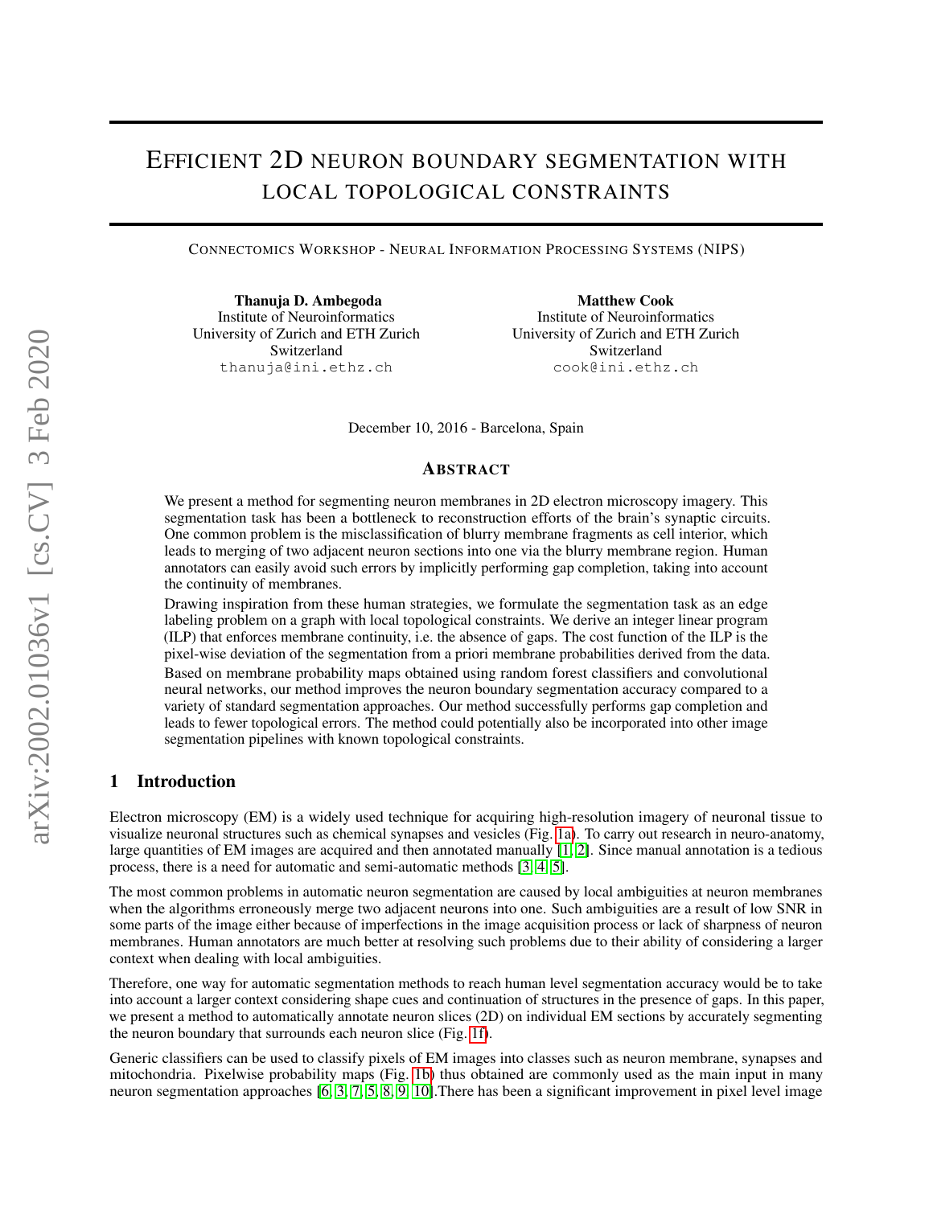# EFFICIENT 2D NEURON BOUNDARY SEGMENTATION WITH LOCAL TOPOLOGICAL CONSTRAINTS

CONNECTOMICS WORKSHOP - NEURAL INFORMATION PROCESSING SYSTEMS (NIPS)

**Thanuja D. Ambegoda**
Institute of Neuroinformatics
University of Zurich and ETH Zurich
Switzerland
thanuja@ini.ethz.ch

**Matthew Cook**
Institute of Neuroinformatics
University of Zurich and ETH Zurich
Switzerland
cook@ini.ethz.ch

December 10, 2016 - Barcelona, Spain

## ABSTRACT

We present a method for segmenting neuron membranes in 2D electron microscopy imagery. This segmentation task has been a bottleneck to reconstruction efforts of the brain's synaptic circuits. One common problem is the misclassification of blurry membrane fragments as cell interior, which leads to merging of two adjacent neuron sections into one via the blurry membrane region. Human annotators can easily avoid such errors by implicitly performing gap completion, taking into account the continuity of membranes.

Drawing inspiration from these human strategies, we formulate the segmentation task as an edge labeling problem on a graph with local topological constraints. We derive an integer linear program (ILP) that enforces membrane continuity, i.e. the absence of gaps. The cost function of the ILP is the pixel-wise deviation of the segmentation from a priori membrane probabilities derived from the data.

Based on membrane probability maps obtained using random forest classifiers and convolutional neural networks, our method improves the neuron boundary segmentation accuracy compared to a variety of standard segmentation approaches. Our method successfully performs gap completion and leads to fewer topological errors. The method could potentially also be incorporated into other image segmentation pipelines with known topological constraints.

## 1 Introduction

Electron microscopy (EM) is a widely used technique for acquiring high-resolution imagery of neuronal tissue to visualize neuronal structures such as chemical synapses and vesicles (Fig. 1a). To carry out research in neuro-anatomy, large quantities of EM images are acquired and then annotated manually [1, 2]. Since manual annotation is a tedious process, there is a need for automatic and semi-automatic methods [3, 4, 5].

The most common problems in automatic neuron segmentation are caused by local ambiguities at neuron membranes when the algorithms erroneously merge two adjacent neurons into one. Such ambiguities are a result of low SNR in some parts of the image either because of imperfections in the image acquisition process or lack of sharpness of neuron membranes. Human annotators are much better at resolving such problems due to their ability of considering a larger context when dealing with local ambiguities.

Therefore, one way for automatic segmentation methods to reach human level segmentation accuracy would be to take into account a larger context considering shape cues and continuation of structures in the presence of gaps. In this paper, we present a method to automatically annotate neuron slices (2D) on individual EM sections by accurately segmenting the neuron boundary that surrounds each neuron slice (Fig. 1f).

Generic classifiers can be used to classify pixels of EM images into classes such as neuron membrane, synapses and mitochondria. Pixelwise probability maps (Fig. 1b) thus obtained are commonly used as the main input in many neuron segmentation approaches [6, 3, 7, 5, 8, 9, 10].There has been a significant improvement in pixel level image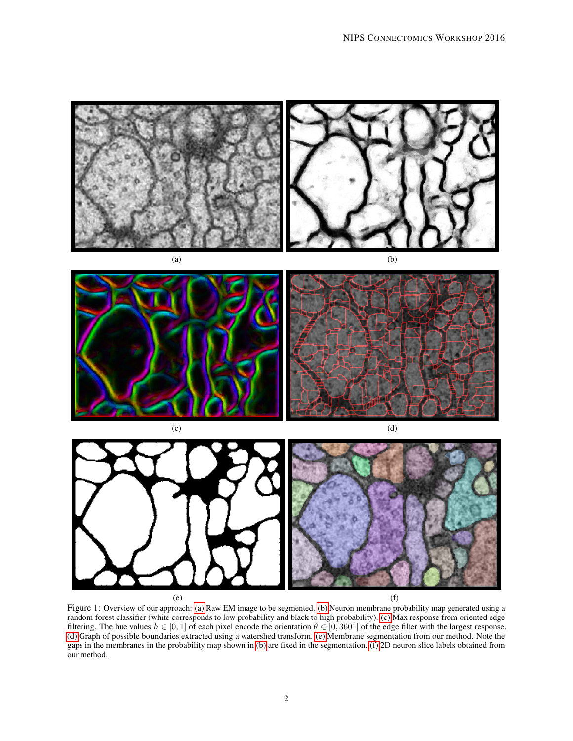(a)

(b)

(c)

(d)

(e)

(f)

Figure 1: Overview of our approach: (a) Raw EM image to be segmented. (b) Neuron membrane probability map generated using a random forest classifier (white corresponds to low probability and black to high probability). (c) Max response from oriented edge filtering. The hue values $h \in [0, 1]$ of each pixel encode the orientation $\theta \in [0, 360^{\circ}]$ of the edge filter with the largest response. (d) Graph of possible boundaries extracted using a watershed transform. (e) Membrane segmentation from our method. Note the gaps in the membranes in the probability map shown in (b) are fixed in the segmentation. (f) 2D neuron slice labels obtained from our method.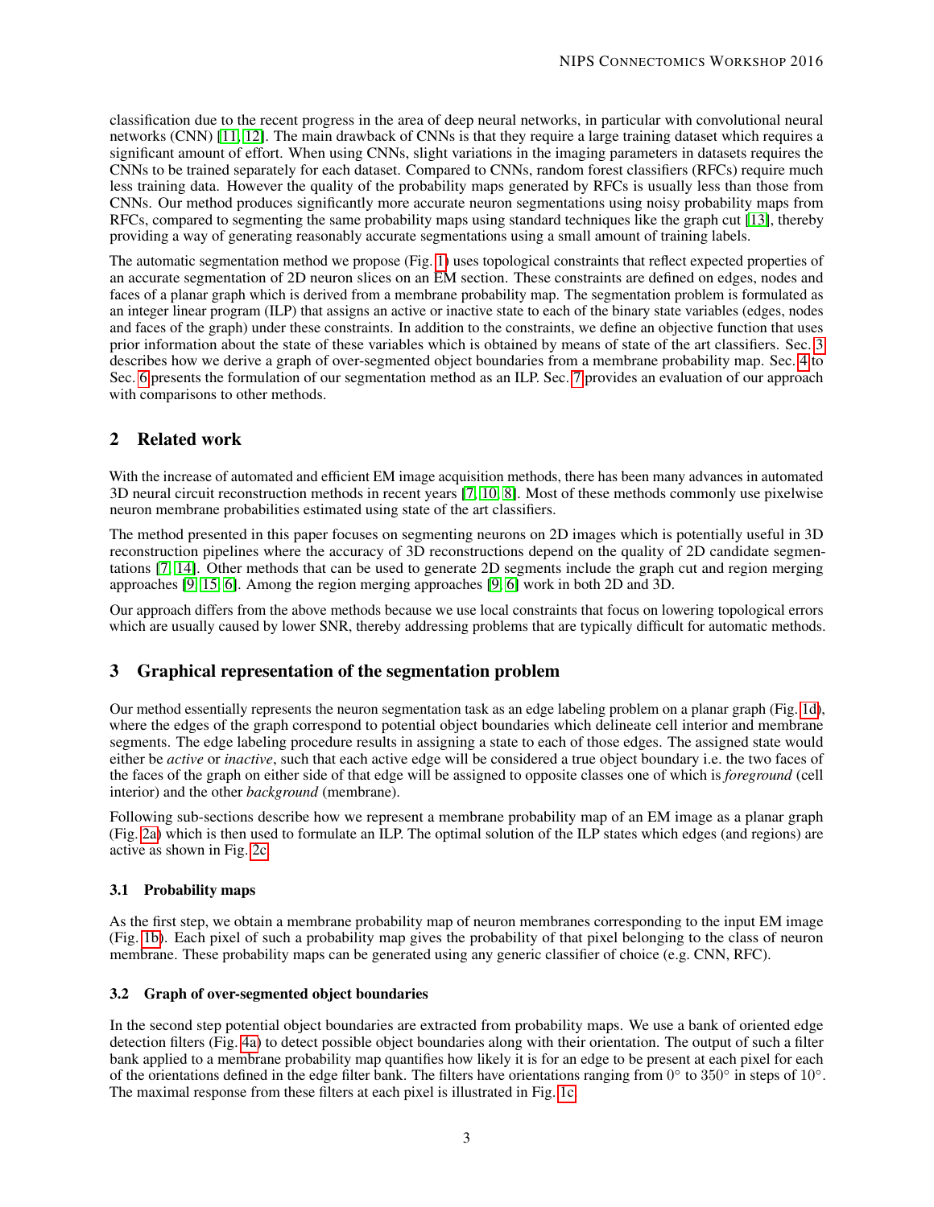classification due to the recent progress in the area of deep neural networks, in particular with convolutional neural networks (CNN) [11, 12]. The main drawback of CNNs is that they require a large training dataset which requires a significant amount of effort. When using CNNs, slight variations in the imaging parameters in datasets requires the CNNs to be trained separately for each dataset. Compared to CNNs, random forest classifiers (RFCs) require much less training data. However the quality of the probability maps generated by RFCs is usually less than those from CNNs. Our method produces significantly more accurate neuron segmentations using noisy probability maps from RFCs, compared to segmenting the same probability maps using standard techniques like the graph cut [13], thereby providing a way of generating reasonably accurate segmentations using a small amount of training labels.

The automatic segmentation method we propose (Fig. 1) uses topological constraints that reflect expected properties of an accurate segmentation of 2D neuron slices on an EM section. These constraints are defined on edges, nodes and faces of a planar graph which is derived from a membrane probability map. The segmentation problem is formulated as an integer linear program (ILP) that assigns an active or inactive state to each of the binary state variables (edges, nodes and faces of the graph) under these constraints. In addition to the constraints, we define an objective function that uses prior information about the state of these variables which is obtained by means of state of the art classifiers. Sec. 3 describes how we derive a graph of over-segmented object boundaries from a membrane probability map. Sec. 4 to Sec. 6 presents the formulation of our segmentation method as an ILP. Sec. 7 provides an evaluation of our approach with comparisons to other methods.

## 2 Related work

With the increase of automated and efficient EM image acquisition methods, there has been many advances in automated 3D neural circuit reconstruction methods in recent years [7, 10, 8]. Most of these methods commonly use pixelwise neuron membrane probabilities estimated using state of the art classifiers.

The method presented in this paper focuses on segmenting neurons on 2D images which is potentially useful in 3D reconstruction pipelines where the accuracy of 3D reconstructions depend on the quality of 2D candidate segmentations [7, 14]. Other methods that can be used to generate 2D segments include the graph cut and region merging approaches [9, 15, 6]. Among the region merging approaches [9, 6] work in both 2D and 3D.

Our approach differs from the above methods because we use local constraints that focus on lowering topological errors which are usually caused by lower SNR, thereby addressing problems that are typically difficult for automatic methods.

## 3 Graphical representation of the segmentation problem

Our method essentially represents the neuron segmentation task as an edge labeling problem on a planar graph (Fig. 1d), where the edges of the graph correspond to potential object boundaries which delineate cell interior and membrane segments. The edge labeling procedure results in assigning a state to each of those edges. The assigned state would either be *active* or *inactive*, such that each active edge will be considered a true object boundary i.e. the two faces of the faces of the graph on either side of that edge will be assigned to opposite classes one of which is *foreground* (cell interior) and the other *background* (membrane).

Following sub-sections describe how we represent a membrane probability map of an EM image as a planar graph (Fig. 2a) which is then used to formulate an ILP. The optimal solution of the ILP states which edges (and regions) are active as shown in Fig. 2c.

### 3.1 Probability maps

As the first step, we obtain a membrane probability map of neuron membranes corresponding to the input EM image (Fig. 1b). Each pixel of such a probability map gives the probability of that pixel belonging to the class of neuron membrane. These probability maps can be generated using any generic classifier of choice (e.g. CNN, RFC).

### 3.2 Graph of over-segmented object boundaries

In the second step potential object boundaries are extracted from probability maps. We use a bank of oriented edge detection filters (Fig. 4a) to detect possible object boundaries along with their orientation. The output of such a filter bank applied to a membrane probability map quantifies how likely it is for an edge to be present at each pixel for each of the orientations defined in the edge filter bank. The filters have orientations ranging from $0^\circ$ to $350^\circ$ in steps of $10^\circ$. The maximal response from these filters at each pixel is illustrated in Fig. 1c.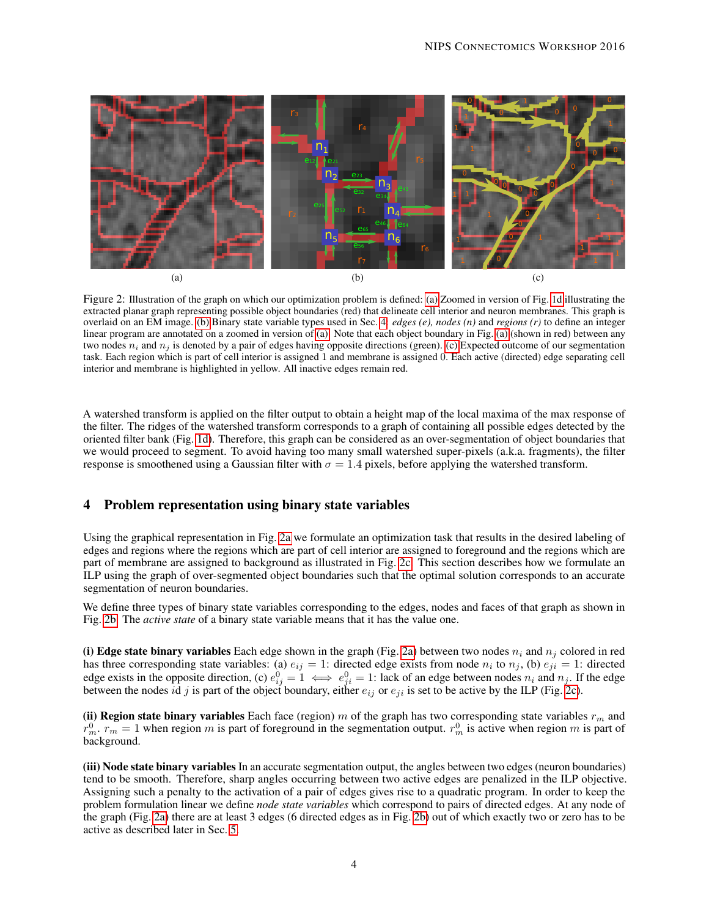Figure 2: Illustration of the graph on which our optimization problem is defined: (a) Zoomed in version of Fig. 1d illustrating the extracted planar graph representing possible object boundaries (red) that delineate cell interior and neuron membranes. This graph is overlaid on an EM image. (b) Binary state variable types used in Sec. 4: *edges (e), nodes (n)* and *regions (r)* to define an integer linear program are annotated on a zoomed in version of (a). Note that each object boundary in Fig. (a) (shown in red) between any two nodes $n_i$ and $n_j$ is denoted by a pair of edges having opposite directions (green). (c) Expected outcome of our segmentation task. Each region which is part of cell interior is assigned 1 and membrane is assigned 0. Each active (directed) edge separating cell interior and membrane is highlighted in yellow. All inactive edges remain red.

A watershed transform is applied on the filter output to obtain a height map of the local maxima of the max response of the filter. The ridges of the watershed transform corresponds to a graph of containing all possible edges detected by the oriented filter bank (Fig. 1d). Therefore, this graph can be considered as an over-segmentation of object boundaries that we would proceed to segment. To avoid having too many small watershed super-pixels (a.k.a. fragments), the filter response is smoothened using a Gaussian filter with $\sigma = 1.4$ pixels, before applying the watershed transform.

## 4 Problem representation using binary state variables

Using the graphical representation in Fig. 2a we formulate an optimization task that results in the desired labeling of edges and regions where the regions which are part of cell interior are assigned to foreground and the regions which are part of membrane are assigned to background as illustrated in Fig. 2c. This section describes how we formulate an ILP using the graph of over-segmented object boundaries such that the optimal solution corresponds to an accurate segmentation of neuron boundaries.

We define three types of binary state variables corresponding to the edges, nodes and faces of that graph as shown in Fig. 2b. The *active state* of a binary state variable means that it has the value one.

**(i) Edge state binary variables** Each edge shown in the graph (Fig. 2a) between two nodes $n_i$ and $n_j$ colored in red has three corresponding state variables: (a) $e_{ij} = 1$: directed edge exists from node $n_i$ to $n_j$, (b) $e_{ji} = 1$: directed edge exists in the opposite direction, (c) $e^0_{ij} = 1 \iff e^0_{ji} = 1$: lack of an edge between nodes $n_i$ and $n_j$. If the edge between the nodes $i$d $j$ is part of the object boundary, either $e_{ij}$ or $e_{ji}$ is set to be active by the ILP (Fig. 2c).

**(ii) Region state binary variables** Each face (region) $m$ of the graph has two corresponding state variables $r_m$ and $r^0_m$. $r_m = 1$ when region $m$ is part of foreground in the segmentation output. $r^0_m$ is active when region $m$ is part of background.

**(iii) Node state binary variables** In an accurate segmentation output, the angles between two edges (neuron boundaries) tend to be smooth. Therefore, sharp angles occurring between two active edges are penalized in the ILP objective. Assigning such a penalty to the activation of a pair of edges gives rise to a quadratic program. In order to keep the problem formulation linear we define *node state variables* which correspond to pairs of directed edges. At any node of the graph (Fig. 2a) there are at least 3 edges (6 directed edges as in Fig. 2b) out of which exactly two or zero has to be active as described later in Sec. 5.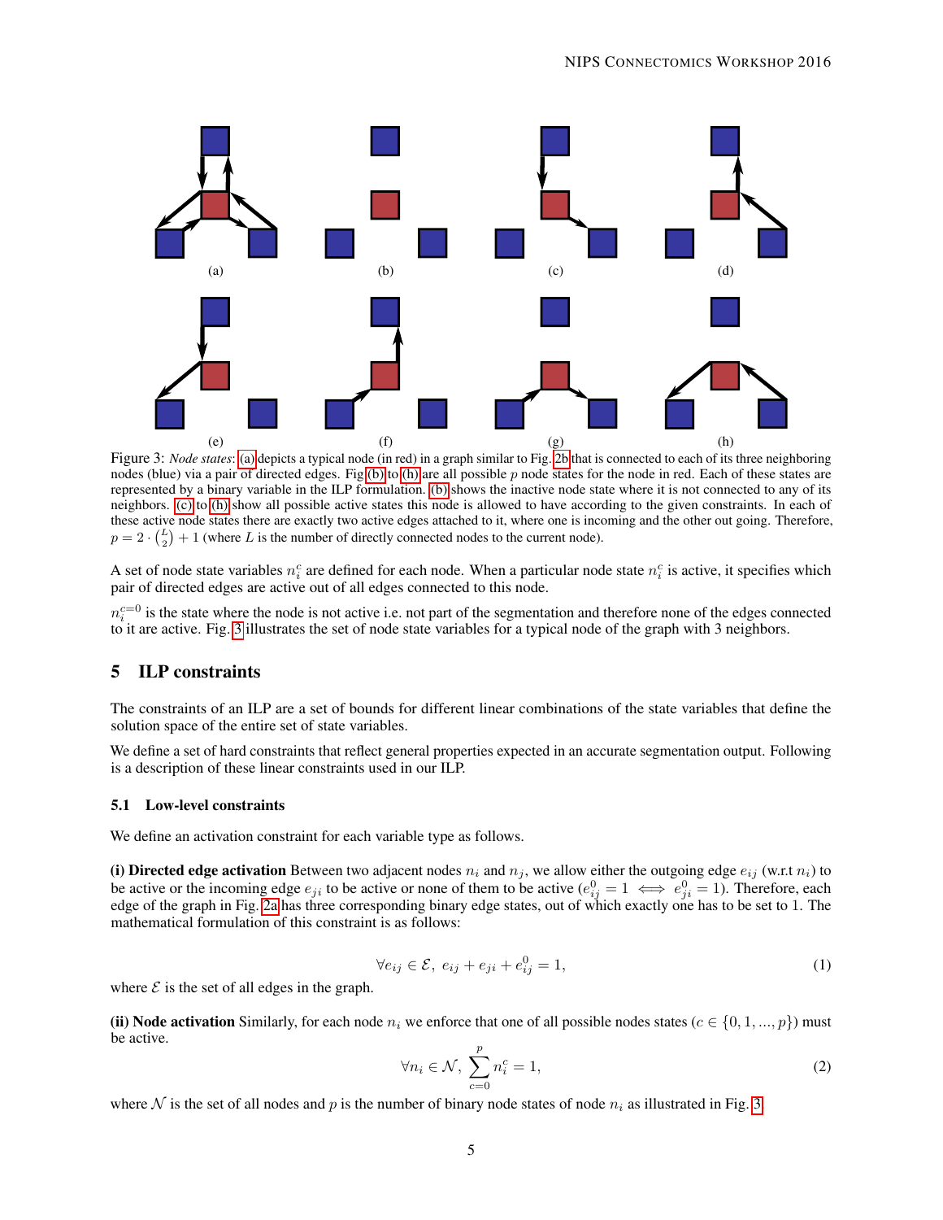(a) (b) (c) (d)

(e) (f) (g) (h)

Figure 3: *Node states*: (a) depicts a typical node (in red) in a graph similar to Fig. 2b that is connected to each of its three neighboring nodes (blue) via a pair of directed edges. Fig (b) to (h) are all possible $p$ node states for the node in red. Each of these states are represented by a binary variable in the ILP formulation. (b) shows the inactive node state where it is not connected to any of its neighbors. (c) to (h) show all possible active states this node is allowed to have according to the given constraints. In each of these active node states there are exactly two active edges attached to it, where one is incoming and the other out going. Therefore, $p = 2 \cdot \binom{L}{2} + 1$ (where $L$ is the number of directly connected nodes to the current node).

A set of node state variables $n_i^c$ are defined for each node. When a particular node state $n_i^c$ is active, it specifies which pair of directed edges are active out of all edges connected to this node.

$n_i^{c=0}$ is the state where the node is not active i.e. not part of the segmentation and therefore none of the edges connected to it are active. Fig. 3 illustrates the set of node state variables for a typical node of the graph with 3 neighbors.

## 5 ILP constraints

The constraints of an ILP are a set of bounds for different linear combinations of the state variables that define the solution space of the entire set of state variables.

We define a set of hard constraints that reflect general properties expected in an accurate segmentation output. Following is a description of these linear constraints used in our ILP.

### 5.1 Low-level constraints

We define an activation constraint for each variable type as follows.

**(i) Directed edge activation** Between two adjacent nodes $n_i$ and $n_j$, we allow either the outgoing edge $e_{ij}$ (w.r.t $n_i$) to be active or the incoming edge $e_{ji}$ to be active or none of them to be active ($e_{ij}^0 = 1 \iff e_{ji}^0 = 1$). Therefore, each edge of the graph in Fig. 2a has three corresponding binary edge states, out of which exactly one has to be set to 1. The mathematical formulation of this constraint is as follows:

$$\forall e_{ij} \in \mathcal{E},\ e_{ij} + e_{ji} + e_{ij}^0 = 1, \tag{1}$$

where $\mathcal{E}$ is the set of all edges in the graph.

**(ii) Node activation** Similarly, for each node $n_i$ we enforce that one of all possible nodes states ($c \in \{0, 1, ..., p\}$) must be active.

$$\forall n_i \in \mathcal{N},\ \sum_{c=0}^{p} n_i^c = 1, \tag{2}$$

where $\mathcal{N}$ is the set of all nodes and $p$ is the number of binary node states of node $n_i$ as illustrated in Fig. 3.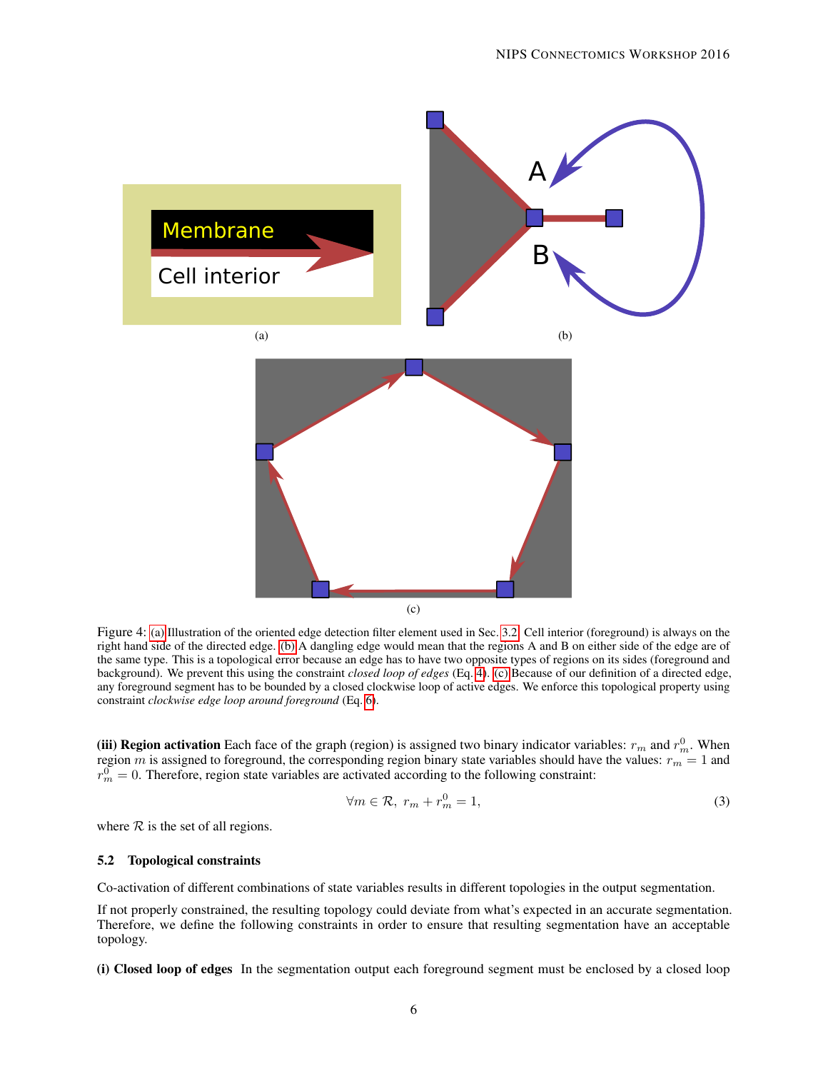Figure 4: (a) Illustration of the oriented edge detection filter element used in Sec. 3.2. Cell interior (foreground) is always on the right hand side of the directed edge. (b) A dangling edge would mean that the regions A and B on either side of the edge are of the same type. This is a topological error because an edge has to have two opposite types of regions on its sides (foreground and background). We prevent this using the constraint *closed loop of edges* (Eq. 4). (c) Because of our definition of a directed edge, any foreground segment has to be bounded by a closed clockwise loop of active edges. We enforce this topological property using constraint *clockwise edge loop around foreground* (Eq. 6).

**(iii) Region activation** Each face of the graph (region) is assigned two binary indicator variables: $r_m$ and $r_m^0$. When region $m$ is assigned to foreground, the corresponding region binary state variables should have the values: $r_m = 1$ and $r_m^0 = 0$. Therefore, region state variables are activated according to the following constraint:

$$\forall m \in \mathcal{R},\ r_m + r_m^0 = 1, \tag{3}$$

where $\mathcal{R}$ is the set of all regions.

### 5.2 Topological constraints

Co-activation of different combinations of state variables results in different topologies in the output segmentation.

If not properly constrained, the resulting topology could deviate from what's expected in an accurate segmentation. Therefore, we define the following constraints in order to ensure that resulting segmentation have an acceptable topology.

**(i) Closed loop of edges** In the segmentation output each foreground segment must be enclosed by a closed loop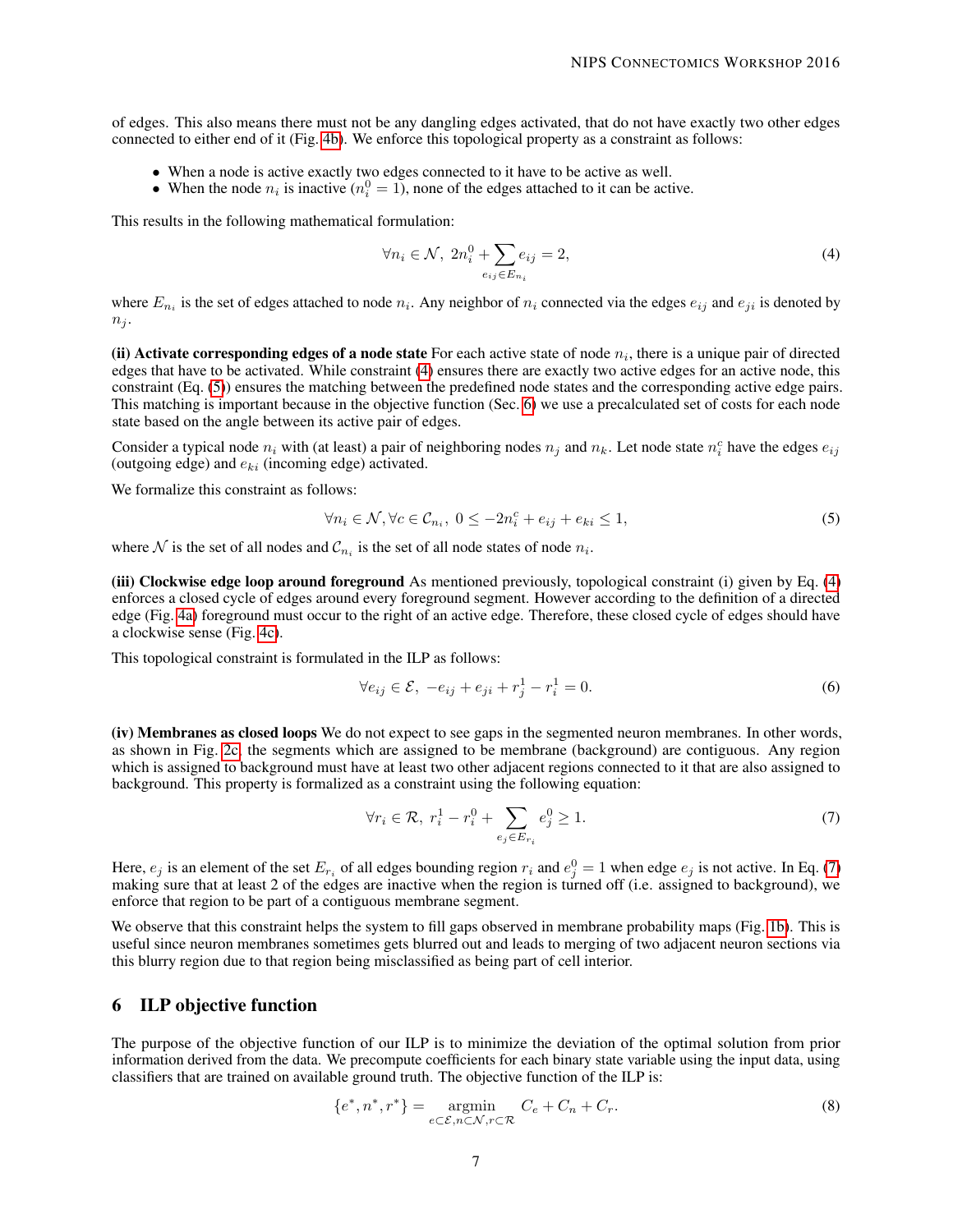of edges. This also means there must not be any dangling edges activated, that do not have exactly two other edges connected to either end of it (Fig. 4b). We enforce this topological property as a constraint as follows:

- When a node is active exactly two edges connected to it have to be active as well.
- When the node $n_i$ is inactive ($n_i^0 = 1$), none of the edges attached to it can be active.

This results in the following mathematical formulation:

$$\forall n_i \in \mathcal{N},\ 2n_i^0 + \sum_{e_{ij} \in E_{n_i}} e_{ij} = 2, \tag{4}$$

where $E_{n_i}$ is the set of edges attached to node $n_i$. Any neighbor of $n_i$ connected via the edges $e_{ij}$ and $e_{ji}$ is denoted by $n_j$.

**(ii) Activate corresponding edges of a node state** For each active state of node $n_i$, there is a unique pair of directed edges that have to be activated. While constraint (4) ensures there are exactly two active edges for an active node, this constraint (Eq. (5)) ensures the matching between the predefined node states and the corresponding active edge pairs. This matching is important because in the objective function (Sec. 6) we use a precalculated set of costs for each node state based on the angle between its active pair of edges.

Consider a typical node $n_i$ with (at least) a pair of neighboring nodes $n_j$ and $n_k$. Let node state $n_i^c$ have the edges $e_{ij}$ (outgoing edge) and $e_{ki}$ (incoming edge) activated.

We formalize this constraint as follows:

$$\forall n_i \in \mathcal{N}, \forall c \in \mathcal{C}_{n_i},\ 0 \leq -2n_i^c + e_{ij} + e_{ki} \leq 1, \tag{5}$$

where $\mathcal{N}$ is the set of all nodes and $\mathcal{C}_{n_i}$ is the set of all node states of node $n_i$.

**(iii) Clockwise edge loop around foreground** As mentioned previously, topological constraint (i) given by Eq. (4) enforces a closed cycle of edges around every foreground segment. However according to the definition of a directed edge (Fig. 4a) foreground must occur to the right of an active edge. Therefore, these closed cycle of edges should have a clockwise sense (Fig. 4c).

This topological constraint is formulated in the ILP as follows:

$$\forall e_{ij} \in \mathcal{E},\ -e_{ij} + e_{ji} + r_j^1 - r_i^1 = 0. \tag{6}$$

**(iv) Membranes as closed loops** We do not expect to see gaps in the segmented neuron membranes. In other words, as shown in Fig. 2c, the segments which are assigned to be membrane (background) are contiguous. Any region which is assigned to background must have at least two other adjacent regions connected to it that are also assigned to background. This property is formalized as a constraint using the following equation:

$$\forall r_i \in \mathcal{R},\ r_i^1 - r_i^0 + \sum_{e_j \in E_{r_i}} e_j^0 \geq 1. \tag{7}$$

Here, $e_j$ is an element of the set $E_{r_i}$ of all edges bounding region $r_i$ and $e_j^0 = 1$ when edge $e_j$ is not active. In Eq. (7) making sure that at least 2 of the edges are inactive when the region is turned off (i.e. assigned to background), we enforce that region to be part of a contiguous membrane segment.

We observe that this constraint helps the system to fill gaps observed in membrane probability maps (Fig. 1b). This is useful since neuron membranes sometimes gets blurred out and leads to merging of two adjacent neuron sections via this blurry region due to that region being misclassified as being part of cell interior.

## 6 ILP objective function

The purpose of the objective function of our ILP is to minimize the deviation of the optimal solution from prior information derived from the data. We precompute coefficients for each binary state variable using the input data, using classifiers that are trained on available ground truth. The objective function of the ILP is:

$$\{e^*, n^*, r^*\} = \underset{e \subset \mathcal{E}, n \subset \mathcal{N}, r \subset \mathcal{R}}{\operatorname{argmin}} \quad C_e + C_n + C_r. \tag{8}$$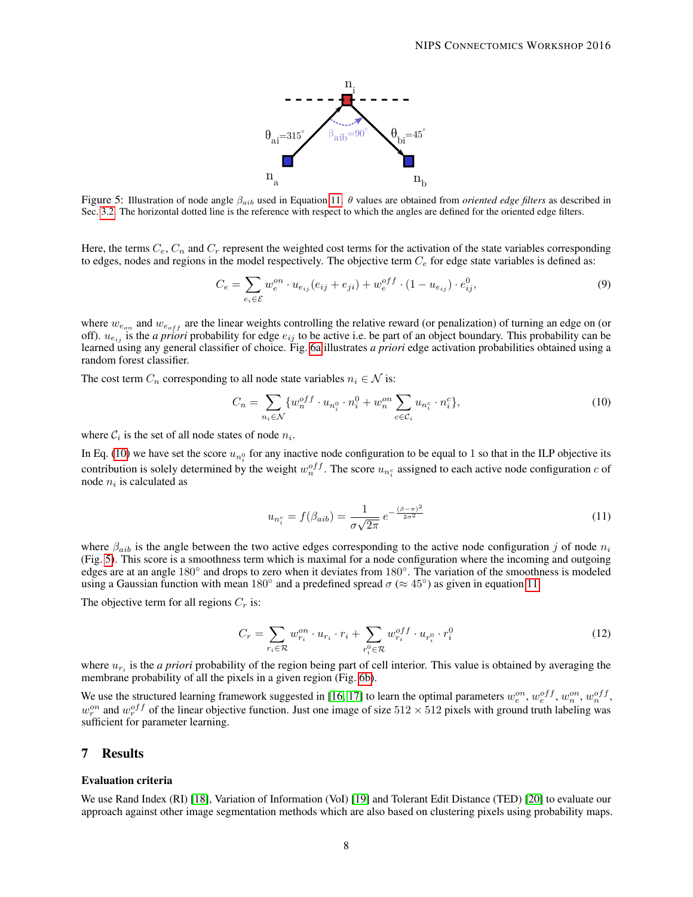Figure 5: Illustration of node angle $\beta_{aib}$ used in Equation 11. $\theta$ values are obtained from *oriented edge filters* as described in Sec. 3.2. The horizontal dotted line is the reference with respect to which the angles are defined for the oriented edge filters.

Here, the terms $C_e$, $C_n$ and $C_r$ represent the weighted cost terms for the activation of the state variables corresponding to edges, nodes and regions in the model respectively. The objective term $C_e$ for edge state variables is defined as:

$$C_e = \sum_{e_i \in \mathcal{E}} w_e^{on} \cdot u_{e_{ij}}(e_{ij} + e_{ji}) + w_e^{off} \cdot (1 - u_{e_{ij}}) \cdot e_{ij}^0, \tag{9}$$

where $w_{e_{on}}$ and $w_{e_{off}}$ are the linear weights controlling the relative reward (or penalization) of turning an edge on (or off). $u_{e_{ij}}$ is the *a priori* probability for edge $e_{ij}$ to be active i.e. be part of an object boundary. This probability can be learned using any general classifier of choice. Fig. 6a illustrates *a priori* edge activation probabilities obtained using a random forest classifier.

The cost term $C_n$ corresponding to all node state variables $n_i \in \mathcal{N}$ is:

$$C_n = \sum_{n_i \in \mathcal{N}} \{ w_n^{off} \cdot u_{n_i^0} \cdot n_i^0 + w_n^{on} \sum_{c \in \mathcal{C}_i} u_{n_i^c} \cdot n_i^c \}, \tag{10}$$

where $\mathcal{C}_i$ is the set of all node states of node $n_i$.

In Eq. (10) we have set the score $u_{n_i^0}$ for any inactive node configuration to be equal to 1 so that in the ILP objective its contribution is solely determined by the weight $w_n^{off}$. The score $u_{n_i^c}$ assigned to each active node configuration $c$ of node $n_i$ is calculated as

$$u_{n_i^c} = f(\beta_{aib}) = \frac{1}{\sigma\sqrt{2\pi}}\, e^{-\frac{(\beta - \pi)^2}{2\sigma^2}} \tag{11}$$

where $\beta_{aib}$ is the angle between the two active edges corresponding to the active node configuration $j$ of node $n_i$ (Fig. 5). This score is a smoothness term which is maximal for a node configuration where the incoming and outgoing edges are at an angle $180^\circ$ and drops to zero when it deviates from $180^\circ$. The variation of the smoothness is modeled using a Gaussian function with mean $180^\circ$ and a predefined spread $\sigma$ ($\approx 45^\circ$) as given in equation 11.

The objective term for all regions $C_r$ is:

$$C_r = \sum_{r_i \in \mathcal{R}} w_{r_i}^{on} \cdot u_{r_i} \cdot r_i + \sum_{r_i^0 \in \mathcal{R}} w_{r_i}^{off} \cdot u_{r_i^0} \cdot r_i^0 \tag{12}$$

where $u_{r_i}$ is the *a priori* probability of the region being part of cell interior. This value is obtained by averaging the membrane probability of all the pixels in a given region (Fig. 6b).

We use the structured learning framework suggested in [16, 17] to learn the optimal parameters $w_e^{on}$, $w_e^{off}$, $w_n^{on}$, $w_n^{off}$, $w_r^{on}$ and $w_r^{off}$ of the linear objective function. Just one image of size $512 \times 512$ pixels with ground truth labeling was sufficient for parameter learning.

## 7 Results

### Evaluation criteria

We use Rand Index (RI) [18], Variation of Information (VoI) [19] and Tolerant Edit Distance (TED) [20] to evaluate our approach against other image segmentation methods which are also based on clustering pixels using probability maps.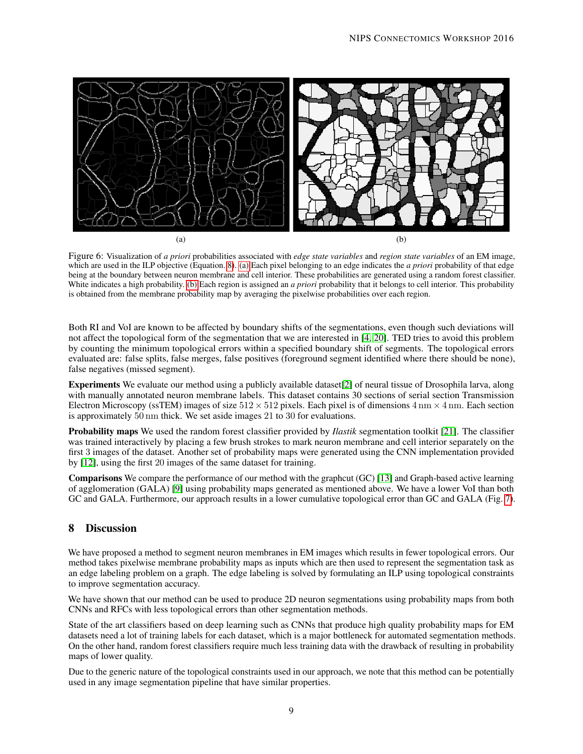(a)

(b)

Figure 6: Visualization of *a priori* probabilities associated with *edge state variables* and *region state variables* of an EM image, which are used in the ILP objective (Equation. 8). (a) Each pixel belonging to an edge indicates the *a priori* probability of that edge being at the boundary between neuron membrane and cell interior. These probabilities are generated using a random forest classifier. White indicates a high probability. (b) Each region is assigned an *a priori* probability that it belongs to cell interior. This probability is obtained from the membrane probability map by averaging the pixelwise probabilities over each region.

Both RI and VoI are known to be affected by boundary shifts of the segmentations, even though such deviations will not affect the topological form of the segmentation that we are interested in [4, 20]. TED tries to avoid this problem by counting the minimum topological errors within a specified boundary shift of segments. The topological errors evaluated are: false splits, false merges, false positives (foreground segment identified where there should be none), false negatives (missed segment).

**Experiments** We evaluate our method using a publicly available dataset[2] of neural tissue of Drosophila larva, along with manually annotated neuron membrane labels. This dataset contains 30 sections of serial section Transmission Electron Microscopy (ssTEM) images of size $512 \times 512$ pixels. Each pixel is of dimensions $4\,\mathrm{nm} \times 4\,\mathrm{nm}$. Each section is approximately $50\,\mathrm{nm}$ thick. We set aside images 21 to 30 for evaluations.

**Probability maps** We used the random forest classifier provided by *Ilastik* segmentation toolkit [21]. The classifier was trained interactively by placing a few brush strokes to mark neuron membrane and cell interior separately on the first 3 images of the dataset. Another set of probability maps were generated using the CNN implementation provided by [12], using the first 20 images of the same dataset for training.

**Comparisons** We compare the performance of our method with the graphcut (GC) [13] and Graph-based active learning of agglomeration (GALA) [9] using probability maps generated as mentioned above. We have a lower VoI than both GC and GALA. Furthermore, our approach results in a lower cumulative topological error than GC and GALA (Fig. 7).

## 8 Discussion

We have proposed a method to segment neuron membranes in EM images which results in fewer topological errors. Our method takes pixelwise membrane probability maps as inputs which are then used to represent the segmentation task as an edge labeling problem on a graph. The edge labeling is solved by formulating an ILP using topological constraints to improve segmentation accuracy.

We have shown that our method can be used to produce 2D neuron segmentations using probability maps from both CNNs and RFCs with less topological errors than other segmentation methods.

State of the art classifiers based on deep learning such as CNNs that produce high quality probability maps for EM datasets need a lot of training labels for each dataset, which is a major bottleneck for automated segmentation methods. On the other hand, random forest classifiers require much less training data with the drawback of resulting in probability maps of lower quality.

Due to the generic nature of the topological constraints used in our approach, we note that this method can be potentially used in any image segmentation pipeline that have similar properties.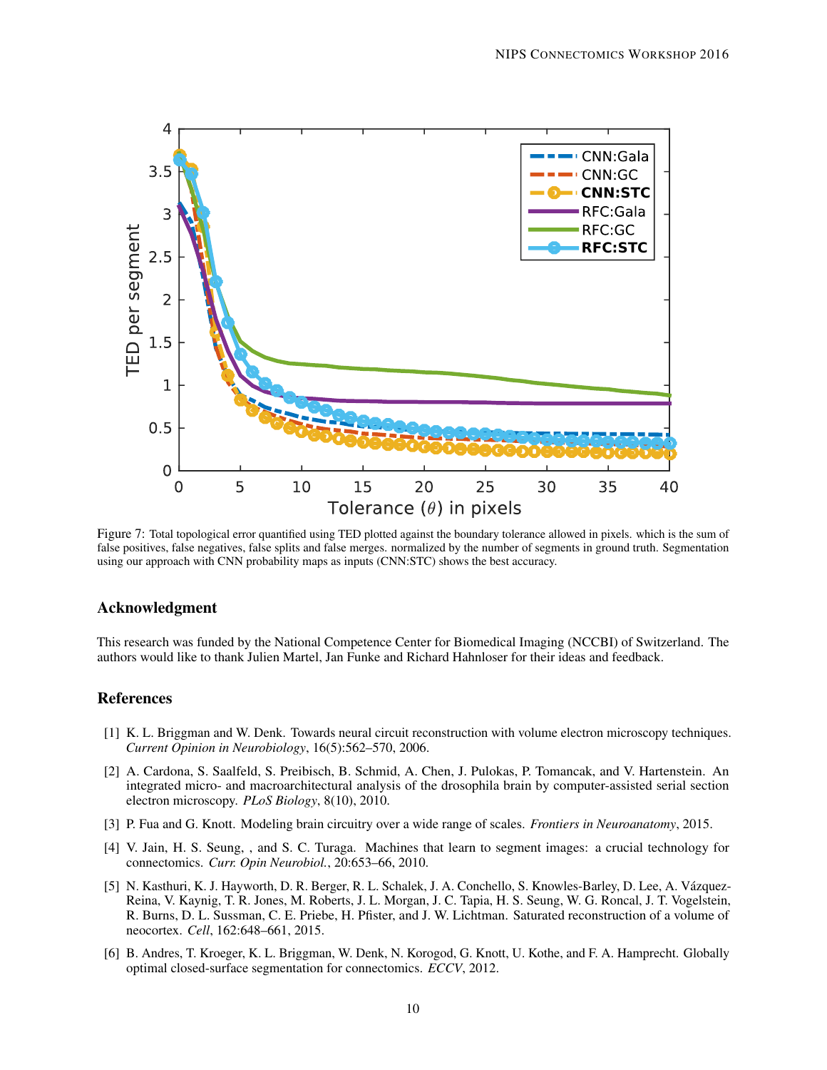Figure 7: Total topological error quantified using TED plotted against the boundary tolerance allowed in pixels. which is the sum of false positives, false negatives, false splits and false merges. normalized by the number of segments in ground truth. Segmentation using our approach with CNN probability maps as inputs (CNN:STC) shows the best accuracy.

## Acknowledgment

This research was funded by the National Competence Center for Biomedical Imaging (NCCBI) of Switzerland. The authors would like to thank Julien Martel, Jan Funke and Richard Hahnloser for their ideas and feedback.

## References

[1] K. L. Briggman and W. Denk. Towards neural circuit reconstruction with volume electron microscopy techniques. *Current Opinion in Neurobiology*, 16(5):562–570, 2006.

[2] A. Cardona, S. Saalfeld, S. Preibisch, B. Schmid, A. Chen, J. Pulokas, P. Tomancak, and V. Hartenstein. An integrated micro- and macroarchitectural analysis of the drosophila brain by computer-assisted serial section electron microscopy. *PLoS Biology*, 8(10), 2010.

[3] P. Fua and G. Knott. Modeling brain circuitry over a wide range of scales. *Frontiers in Neuroanatomy*, 2015.

[4] V. Jain, H. S. Seung, , and S. C. Turaga. Machines that learn to segment images: a crucial technology for connectomics. *Curr. Opin Neurobiol.*, 20:653–66, 2010.

[5] N. Kasthuri, K. J. Hayworth, D. R. Berger, R. L. Schalek, J. A. Conchello, S. Knowles-Barley, D. Lee, A. Vázquez-Reina, V. Kaynig, T. R. Jones, M. Roberts, J. L. Morgan, J. C. Tapia, H. S. Seung, W. G. Roncal, J. T. Vogelstein, R. Burns, D. L. Sussman, C. E. Priebe, H. Pfister, and J. W. Lichtman. Saturated reconstruction of a volume of neocortex. *Cell*, 162:648–661, 2015.

[6] B. Andres, T. Kroeger, K. L. Briggman, W. Denk, N. Korogod, G. Knott, U. Kothe, and F. A. Hamprecht. Globally optimal closed-surface segmentation for connectomics. *ECCV*, 2012.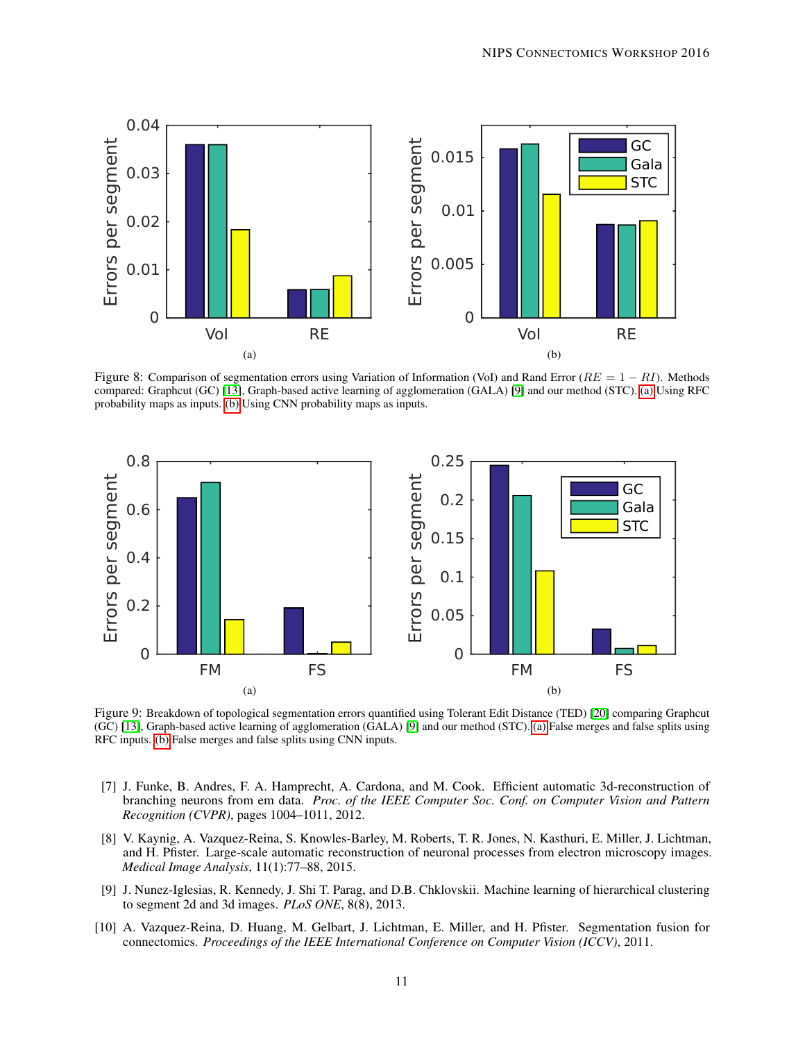Figure 8: Comparison of segmentation errors using Variation of Information (VoI) and Rand Error ($RE = 1 - RI$). Methods compared: Graphcut (GC) [13], Graph-based active learning of agglomeration (GALA) [9] and our method (STC). (a) Using RFC probability maps as inputs. (b) Using CNN probability maps as inputs.

Figure 9: Breakdown of topological segmentation errors quantified using Tolerant Edit Distance (TED) [20] comparing Graphcut (GC) [13], Graph-based active learning of agglomeration (GALA) [9] and our method (STC). (a) False merges and false splits using RFC inputs. (b) False merges and false splits using CNN inputs.

[7] J. Funke, B. Andres, F. A. Hamprecht, A. Cardona, and M. Cook. Efficient automatic 3d-reconstruction of branching neurons from em data. *Proc. of the IEEE Computer Soc. Conf. on Computer Vision and Pattern Recognition (CVPR)*, pages 1004–1011, 2012.

[8] V. Kaynig, A. Vazquez-Reina, S. Knowles-Barley, M. Roberts, T. R. Jones, N. Kasthuri, E. Miller, J. Lichtman, and H. Pfister. Large-scale automatic reconstruction of neuronal processes from electron microscopy images. *Medical Image Analysis*, 11(1):77–88, 2015.

[9] J. Nunez-Iglesias, R. Kennedy, J. Shi T. Parag, and D.B. Chklovskii. Machine learning of hierarchical clustering to segment 2d and 3d images. *PLoS ONE*, 8(8), 2013.

[10] A. Vazquez-Reina, D. Huang, M. Gelbart, J. Lichtman, E. Miller, and H. Pfister. Segmentation fusion for connectomics. *Proceedings of the IEEE International Conference on Computer Vision (ICCV)*, 2011.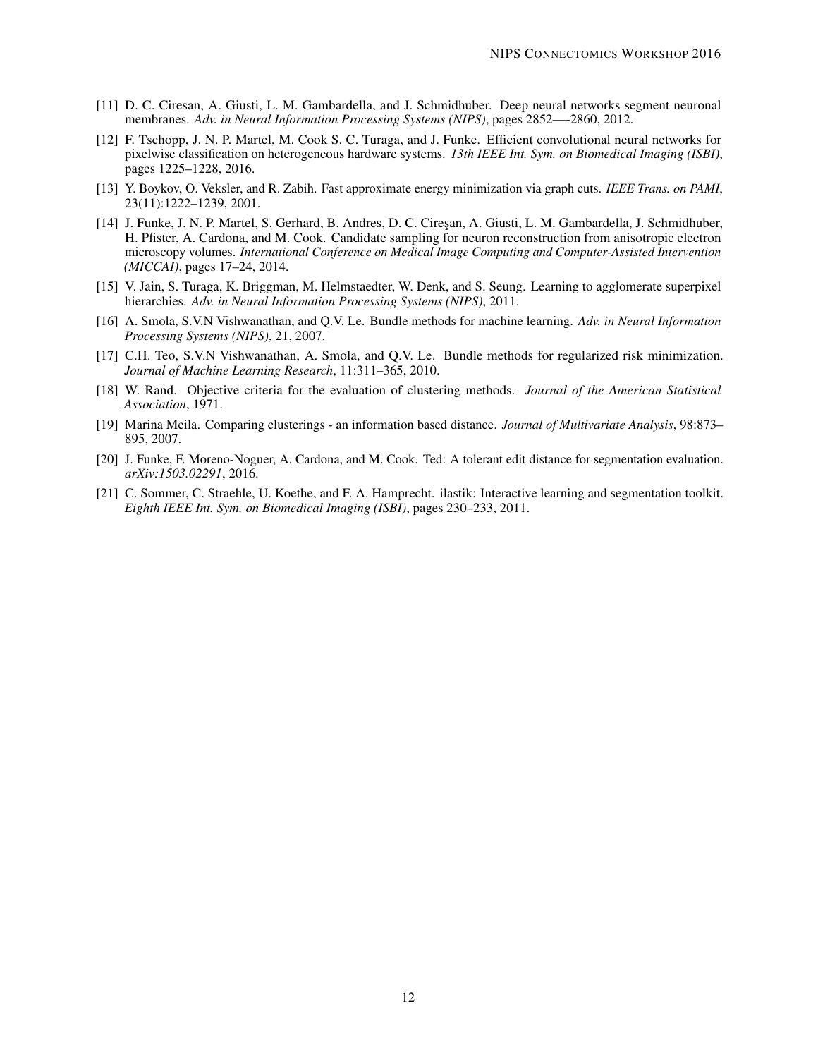[11] D. C. Ciresan, A. Giusti, L. M. Gambardella, and J. Schmidhuber. Deep neural networks segment neuronal membranes. *Adv. in Neural Information Processing Systems (NIPS)*, pages 2852—-2860, 2012.

[12] F. Tschopp, J. N. P. Martel, M. Cook S. C. Turaga, and J. Funke. Efficient convolutional neural networks for pixelwise classification on heterogeneous hardware systems. *13th IEEE Int. Sym. on Biomedical Imaging (ISBI)*, pages 1225–1228, 2016.

[13] Y. Boykov, O. Veksler, and R. Zabih. Fast approximate energy minimization via graph cuts. *IEEE Trans. on PAMI*, 23(11):1222–1239, 2001.

[14] J. Funke, J. N. P. Martel, S. Gerhard, B. Andres, D. C. Cireşan, A. Giusti, L. M. Gambardella, J. Schmidhuber, H. Pfister, A. Cardona, and M. Cook. Candidate sampling for neuron reconstruction from anisotropic electron microscopy volumes. *International Conference on Medical Image Computing and Computer-Assisted Intervention (MICCAI)*, pages 17–24, 2014.

[15] V. Jain, S. Turaga, K. Briggman, M. Helmstaedter, W. Denk, and S. Seung. Learning to agglomerate superpixel hierarchies. *Adv. in Neural Information Processing Systems (NIPS)*, 2011.

[16] A. Smola, S.V.N Vishwanathan, and Q.V. Le. Bundle methods for machine learning. *Adv. in Neural Information Processing Systems (NIPS)*, 21, 2007.

[17] C.H. Teo, S.V.N Vishwanathan, A. Smola, and Q.V. Le. Bundle methods for regularized risk minimization. *Journal of Machine Learning Research*, 11:311–365, 2010.

[18] W. Rand. Objective criteria for the evaluation of clustering methods. *Journal of the American Statistical Association*, 1971.

[19] Marina Meila. Comparing clusterings - an information based distance. *Journal of Multivariate Analysis*, 98:873–895, 2007.

[20] J. Funke, F. Moreno-Noguer, A. Cardona, and M. Cook. Ted: A tolerant edit distance for segmentation evaluation. *arXiv:1503.02291*, 2016.

[21] C. Sommer, C. Straehle, U. Koethe, and F. A. Hamprecht. ilastik: Interactive learning and segmentation toolkit. *Eighth IEEE Int. Sym. on Biomedical Imaging (ISBI)*, pages 230–233, 2011.